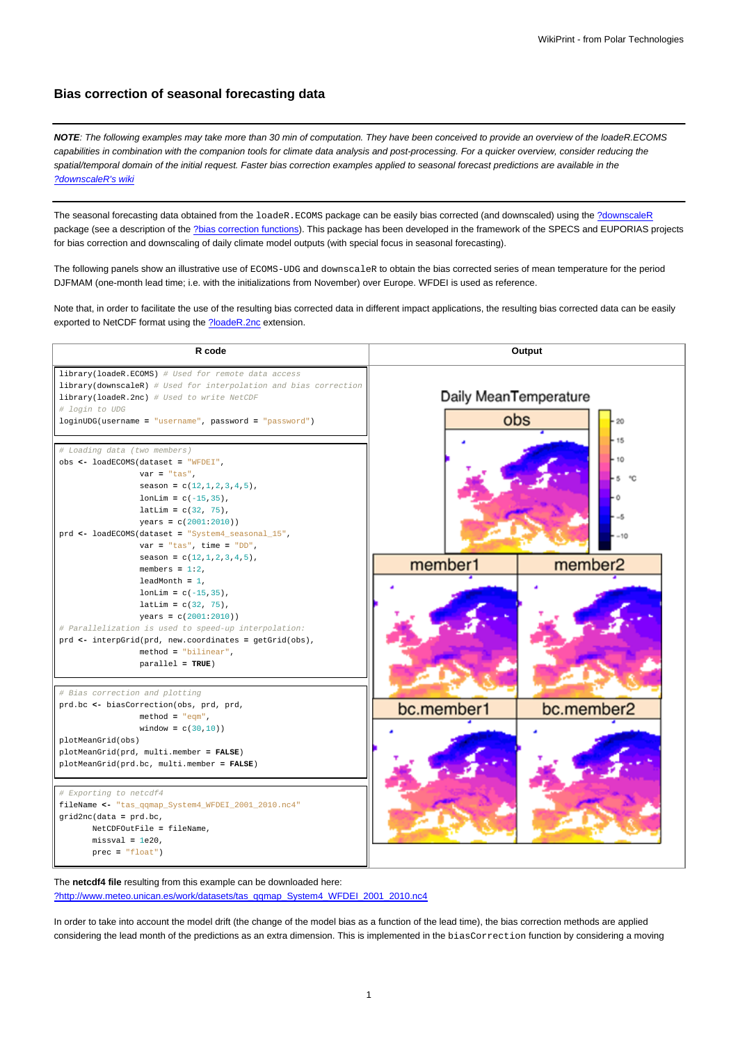# Bias correction of seasonal forecasting data

***NOTE**: The following examples may take more than 30 min of computation. They have been conceived to provide an overview of the loadeR.ECOMS capabilities in combination with the companion tools for climate data analysis and post-processing. For a quicker overview, consider reducing the spatial/temporal domain of the initial request. Faster bias correction examples applied to seasonal forecast predictions are available in the [?downscaleR's wiki]*

The seasonal forecasting data obtained from the `loadeR.ECOMS` package can be easily bias corrected (and downscaled) using the [?downscaleR] package (see a description of the [?bias correction functions]). This package has been developed in the framework of the SPECS and EUPORIAS projects for bias correction and downscaling of daily climate model outputs (with special focus in seasonal forecasting).

The following panels show an illustrative use of `ECOMS-UDG` and `downscaleR` to obtain the bias corrected series of mean temperature for the period DJFMAM (one-month lead time; i.e. with the initializations from November) over Europe. WFDEI is used as reference.

Note that, in order to facilitate the use of the resulting bias corrected data in different impact applications, the resulting bias corrected data can be easily exported to NetCDF format using the [?loadeR.2nc] extension.

**R code**

```r
library(loadeR.ECOMS) # Used for remote data access
library(downscaleR) # Used for interpolation and bias correction
library(loadeR.2nc) # Used to write NetCDF
# login to UDG
loginUDG(username = "username", password = "password")
```

```r
# Loading data (two members)
obs <- loadECOMS(dataset = "WFDEI",
                 var = "tas",
                 season = c(12,1,2,3,4,5),
                 lonLim = c(-15,35),
                 latLim = c(32, 75),
                 years = c(2001:2010))
prd <- loadECOMS(dataset = "System4_seasonal_15",
                 var = "tas", time = "DD",
                 season = c(12,1,2,3,4,5),
                 members = 1:2,
                 leadMonth = 1,
                 lonLim = c(-15,35),
                 latLim = c(32, 75),
                 years = c(2001:2010))
# Parallelization is used to speed-up interpolation:
prd <- interpGrid(prd, new.coordinates = getGrid(obs),
                 method = "bilinear",
                 parallel = TRUE)
```

```r
# Bias correction and plotting
prd.bc <- biasCorrection(obs, prd, prd,
                 method = "eqm",
                 window = c(30,10))
plotMeanGrid(obs)
plotMeanGrid(prd, multi.member = FALSE)
plotMeanGrid(prd.bc, multi.member = FALSE)
```

```r
# Exporting to netcdf4
fileName <- "tas_qqmap_System4_WFDEI_2001_2010.nc4"
grid2nc(data = prd.bc,
        NetCDFOutFile = fileName,
        missval = 1e20,
        prec = "float")
```

**Output**

Daily MeanTemperature

obs

member1

member2

bc.member1

bc.member2

20
15
10
5 °C
0
-5
-10

The **netcdf4 file** resulting from this example can be downloaded here:
[?http://www.meteo.unican.es/work/datasets/tas_qqmap_System4_WFDEI_2001_2010.nc4]

In order to take into account the model drift (the change of the model bias as a function of the lead time), the bias correction methods are applied considering the lead month of the predictions as an extra dimension. This is implemented in the `biasCorrection` function by considering a moving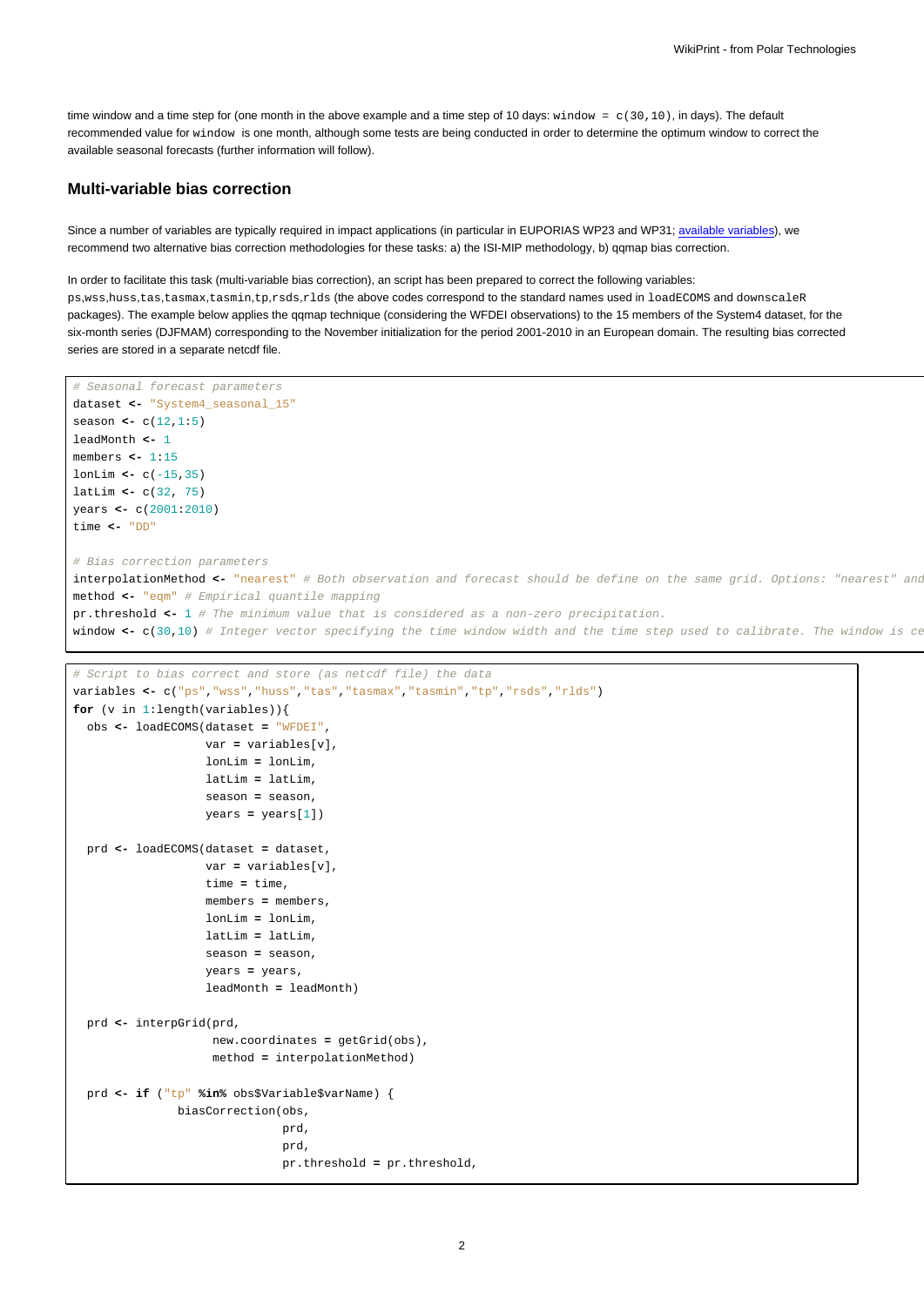time window and a time step for (one month in the above example and a time step of 10 days: `window = c(30,10)`, in days). The default recommended value for `window` is one month, although some tests are being conducted in order to determine the optimum window to correct the available seasonal forecasts (further information will follow).

### Multi-variable bias correction

Since a number of variables are typically required in impact applications (in particular in EUPORIAS WP23 and WP31; available variables), we recommend two alternative bias correction methodologies for these tasks: a) the ISI-MIP methodology, b) qqmap bias correction.

In order to facilitate this task (multi-variable bias correction), an script has been prepared to correct the following variables: `ps`,`wss`,`huss`,`tas`,`tasmax`,`tasmin`,`tp`,`rsds`,`rlds` (the above codes correspond to the standard names used in `loadECOMS` and `downscaleR` packages). The example below applies the qqmap technique (considering the WFDEI observations) to the 15 members of the System4 dataset, for the six-month series (DJFMAM) corresponding to the November initialization for the period 2001-2010 in an European domain. The resulting bias corrected series are stored in a separate netcdf file.

```
# Seasonal forecast parameters
dataset <- "System4_seasonal_15"
season <- c(12,1:5)
leadMonth <- 1
members <- 1:15
lonLim <- c(-15,35)
latLim <- c(32, 75)
years <- c(2001:2010)
time <- "DD"

# Bias correction parameters
interpolationMethod <- "nearest" # Both observation and forecast should be define on the same grid. Options: "nearest" and
method <- "eqm" # Empirical quantile mapping
pr.threshold <- 1 # The minimum value that is considered as a non-zero precipitation.
window <- c(30,10) # Integer vector specifying the time window width and the time step used to calibrate. The window is ce
```

```
# Script to bias correct and store (as netcdf file) the data
variables <- c("ps","wss","huss","tas","tasmax","tasmin","tp","rsds","rlds")
for (v in 1:length(variables)){
  obs <- loadECOMS(dataset = "WFDEI",
                   var = variables[v],
                   lonLim = lonLim,
                   latLim = latLim,
                   season = season,
                   years = years[1])

  prd <- loadECOMS(dataset = dataset,
                   var = variables[v],
                   time = time,
                   members = members,
                   lonLim = lonLim,
                   latLim = latLim,
                   season = season,
                   years = years,
                   leadMonth = leadMonth)

  prd <- interpGrid(prd,
                    new.coordinates = getGrid(obs),
                    method = interpolationMethod)

  prd <- if ("tp" %in% obs$Variable$varName) {
              biasCorrection(obs,
                             prd,
                             prd,
                             pr.threshold = pr.threshold,
```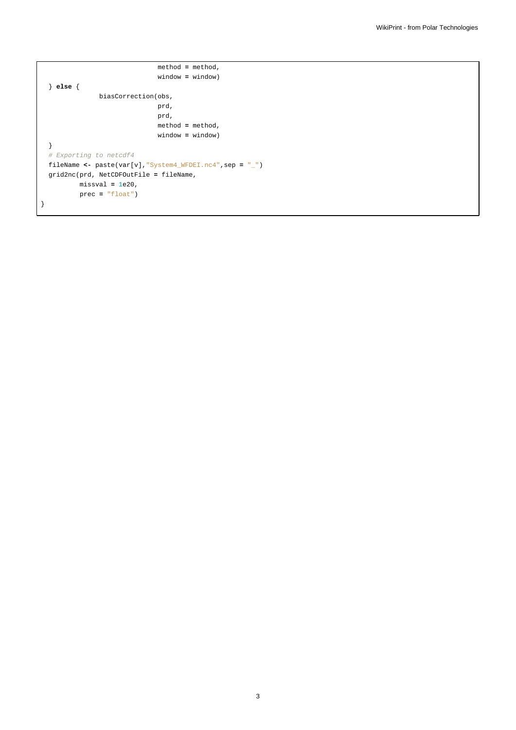```
                              method = method,
                              window = window)
  } else {
               biasCorrection(obs,
                              prd,
                              prd,
                              method = method,
                              window = window)
  }
  # Exporting to netcdf4
  fileName <- paste(var[v],"System4_WFDEI.nc4",sep = "_")
  grid2nc(prd, NetCDFOutFile = fileName,
          missval = 1e20,
          prec = "float")
}
```